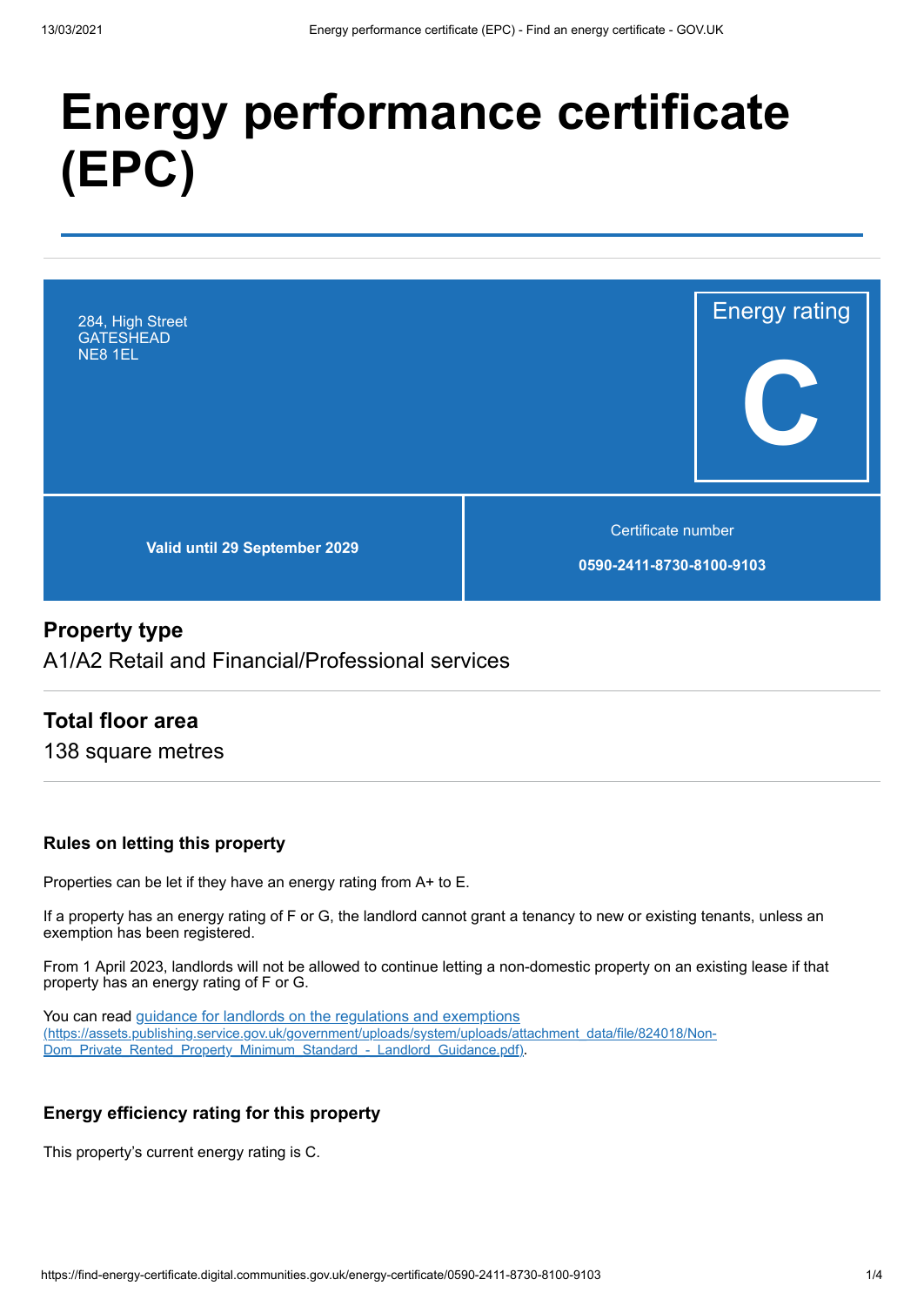# Energy performance certificate (EPC)

284, High Street
GATESHEAD
NE8 1EL

Energy rating

**C**

**Valid until 29 September 2029**

Certificate number

**0590-2411-8730-8100-9103**

## Property type

A1/A2 Retail and Financial/Professional services

## Total floor area

138 square metres

### Rules on letting this property

Properties can be let if they have an energy rating from A+ to E.

If a property has an energy rating of F or G, the landlord cannot grant a tenancy to new or existing tenants, unless an exemption has been registered.

From 1 April 2023, landlords will not be allowed to continue letting a non-domestic property on an existing lease if that property has an energy rating of F or G.

You can read [guidance for landlords on the regulations and exemptions (https://assets.publishing.service.gov.uk/government/uploads/system/uploads/attachment_data/file/824018/Non-Dom_Private_Rented_Property_Minimum_Standard_-_Landlord_Guidance.pdf)](https://assets.publishing.service.gov.uk/government/uploads/system/uploads/attachment_data/file/824018/Non-Dom_Private_Rented_Property_Minimum_Standard_-_Landlord_Guidance.pdf).

### Energy efficiency rating for this property

This property's current energy rating is C.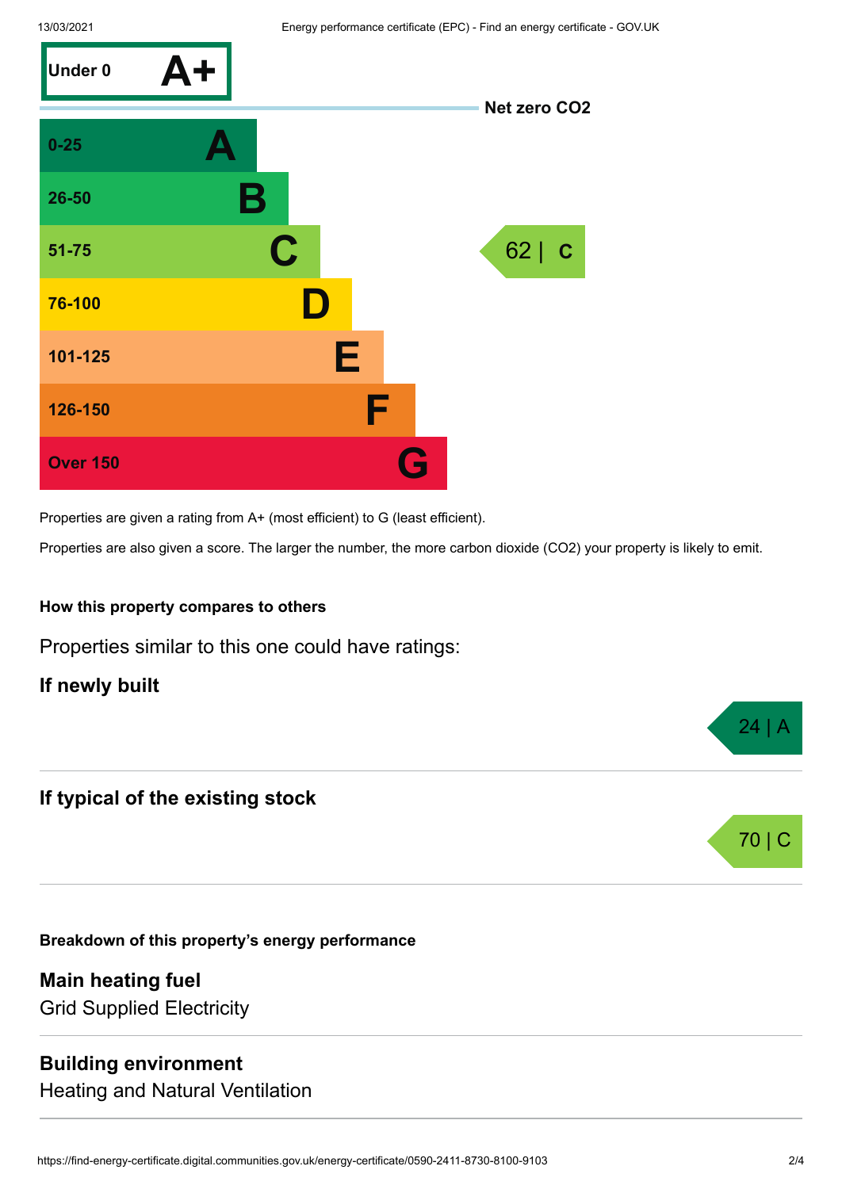| Score | Rating | This property |
| --- | --- | --- |
| Under 0 | A+ | |
| 0-25 | A | |
| 26-50 | B | |
| 51-75 | C | 62 \| C |
| 76-100 | D | |
| 101-125 | E | |
| 126-150 | F | |
| Over 150 | G | |

Net zero $CO_2$

Properties are given a rating from A+ (most efficient) to G (least efficient).

Properties are also given a score. The larger the number, the more carbon dioxide ($CO_2$) your property is likely to emit.

### How this property compares to others

Properties similar to this one could have ratings:

**If newly built**

24 | A

**If typical of the existing stock**

70 | C

### Breakdown of this property's energy performance

**Main heating fuel**

Grid Supplied Electricity

**Building environment**

Heating and Natural Ventilation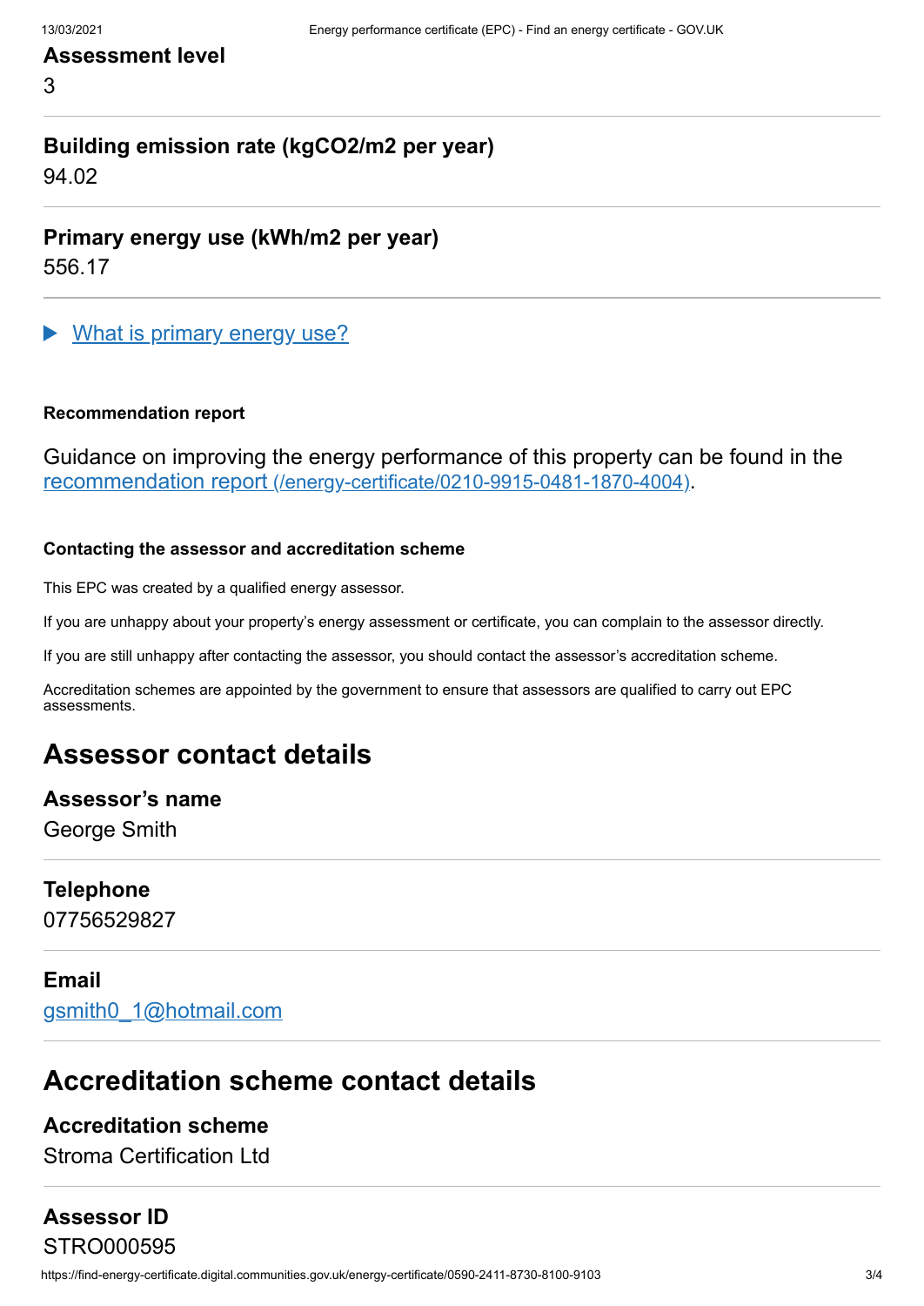### Assessment level

3

### Building emission rate (kgCO2/m2 per year)

94.02

### Primary energy use (kWh/m2 per year)

556.17

▶ What is primary energy use?

#### Recommendation report

Guidance on improving the energy performance of this property can be found in the recommendation report (/energy-certificate/0210-9915-0481-1870-4004).

#### Contacting the assessor and accreditation scheme

This EPC was created by a qualified energy assessor.

If you are unhappy about your property's energy assessment or certificate, you can complain to the assessor directly.

If you are still unhappy after contacting the assessor, you should contact the assessor's accreditation scheme.

Accreditation schemes are appointed by the government to ensure that assessors are qualified to carry out EPC assessments.

## Assessor contact details

### Assessor's name

George Smith

### Telephone

07756529827

### Email

gsmith0_1@hotmail.com

## Accreditation scheme contact details

### Accreditation scheme

Stroma Certification Ltd

### Assessor ID

STRO000595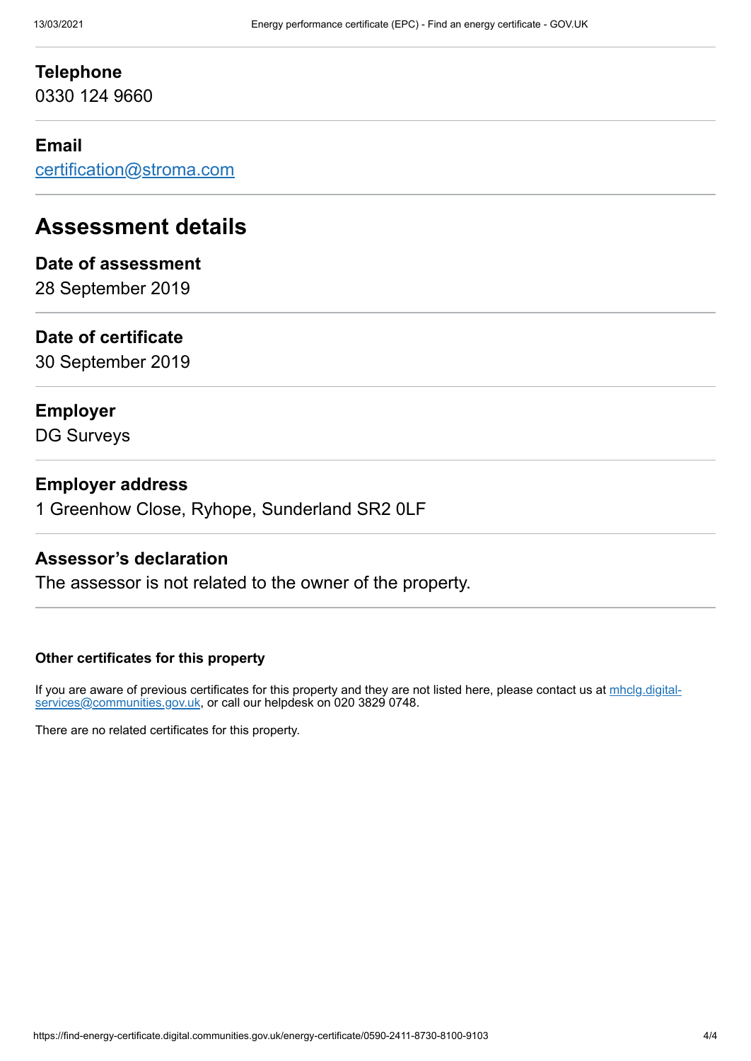**Telephone**
0330 124 9660

**Email**
certification@stroma.com

## Assessment details

**Date of assessment**
28 September 2019

**Date of certificate**
30 September 2019

**Employer**
DG Surveys

**Employer address**
1 Greenhow Close, Ryhope, Sunderland SR2 0LF

**Assessor's declaration**
The assessor is not related to the owner of the property.

#### Other certificates for this property

If you are aware of previous certificates for this property and they are not listed here, please contact us at mhclg.digital-services@communities.gov.uk, or call our helpdesk on 020 3829 0748.

There are no related certificates for this property.